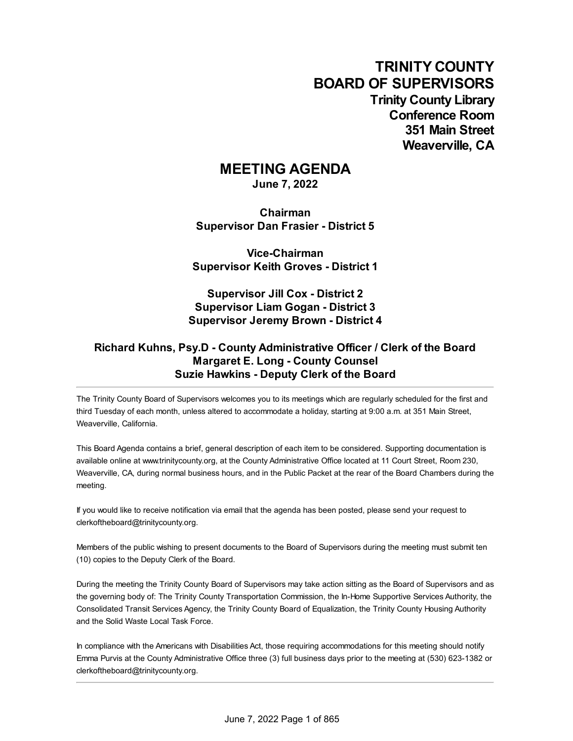# TRINITY COUNTY BOARD OF SUPERVISORS

**Trinity County Library**
**Conference Room**
**351 Main Street**
**Weaverville, CA**

## MEETING AGENDA

**June 7, 2022**

**Chairman**
**Supervisor Dan Frasier - District 5**

**Vice-Chairman**
**Supervisor Keith Groves - District 1**

**Supervisor Jill Cox - District 2**
**Supervisor Liam Gogan - District 3**
**Supervisor Jeremy Brown - District 4**

**Richard Kuhns, Psy.D - County Administrative Officer / Clerk of the Board**
**Margaret E. Long - County Counsel**
**Suzie Hawkins - Deputy Clerk of the Board**

---

The Trinity County Board of Supervisors welcomes you to its meetings which are regularly scheduled for the first and third Tuesday of each month, unless altered to accommodate a holiday, starting at 9:00 a.m. at 351 Main Street, Weaverville, California.

This Board Agenda contains a brief, general description of each item to be considered. Supporting documentation is available online at www.trinitycounty.org, at the County Administrative Office located at 11 Court Street, Room 230, Weaverville, CA, during normal business hours, and in the Public Packet at the rear of the Board Chambers during the meeting.

If you would like to receive notification via email that the agenda has been posted, please send your request to clerkoftheboard@trinitycounty.org.

Members of the public wishing to present documents to the Board of Supervisors during the meeting must submit ten (10) copies to the Deputy Clerk of the Board.

During the meeting the Trinity County Board of Supervisors may take action sitting as the Board of Supervisors and as the governing body of: The Trinity County Transportation Commission, the In-Home Supportive Services Authority, the Consolidated Transit Services Agency, the Trinity County Board of Equalization, the Trinity County Housing Authority and the Solid Waste Local Task Force.

In compliance with the Americans with Disabilities Act, those requiring accommodations for this meeting should notify Emma Purvis at the County Administrative Office three (3) full business days prior to the meeting at (530) 623-1382 or clerkoftheboard@trinitycounty.org.

---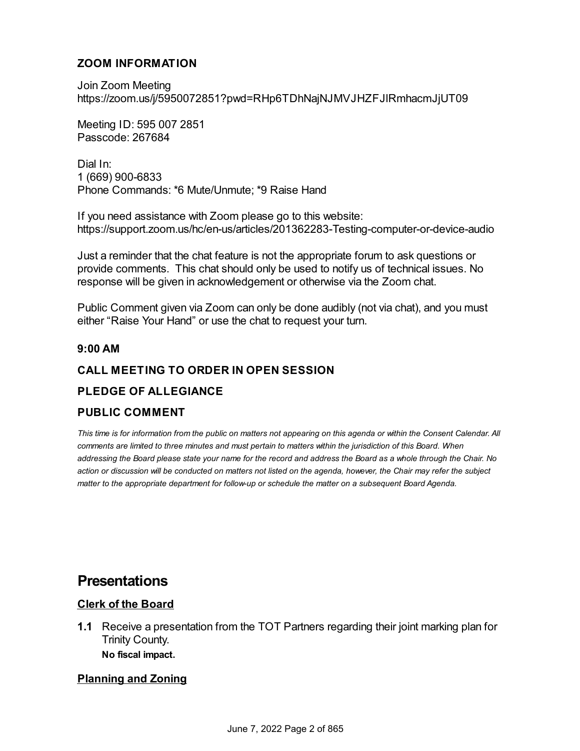### ZOOM INFORMATION

Join Zoom Meeting
https://zoom.us/j/5950072851?pwd=RHp6TDhNajNJMVJHZFJlRmhacmJjUT09

Meeting ID: 595 007 2851
Passcode: 267684

Dial In:
1 (669) 900-6833
Phone Commands: *6 Mute/Unmute; *9 Raise Hand

If you need assistance with Zoom please go to this website:
https://support.zoom.us/hc/en-us/articles/201362283-Testing-computer-or-device-audio

Just a reminder that the chat feature is not the appropriate forum to ask questions or provide comments. This chat should only be used to notify us of technical issues. No response will be given in acknowledgement or otherwise via the Zoom chat.

Public Comment given via Zoom can only be done audibly (not via chat), and you must either "Raise Your Hand" or use the chat to request your turn.

### 9:00 AM

### CALL MEETING TO ORDER IN OPEN SESSION

### PLEDGE OF ALLEGIANCE

### PUBLIC COMMENT

*This time is for information from the public on matters not appearing on this agenda or within the Consent Calendar. All comments are limited to three minutes and must pertain to matters within the jurisdiction of this Board. When addressing the Board please state your name for the record and address the Board as a whole through the Chair. No action or discussion will be conducted on matters not listed on the agenda, however, the Chair may refer the subject matter to the appropriate department for follow-up or schedule the matter on a subsequent Board Agenda.*

## Presentations

### Clerk of the Board

**1.1** Receive a presentation from the TOT Partners regarding their joint marking plan for Trinity County.
**No fiscal impact.**

### Planning and Zoning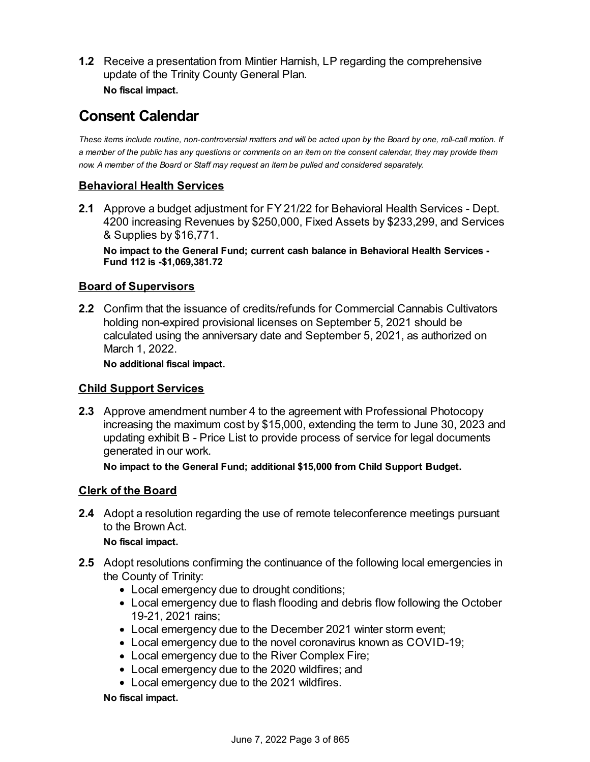**1.2** Receive a presentation from Mintier Harnish, LP regarding the comprehensive update of the Trinity County General Plan.

**No fiscal impact.**

## Consent Calendar

*These items include routine, non-controversial matters and will be acted upon by the Board by one, roll-call motion. If a member of the public has any questions or comments on an item on the consent calendar, they may provide them now. A member of the Board or Staff may request an item be pulled and considered separately.*

### Behavioral Health Services

**2.1** Approve a budget adjustment for FY 21/22 for Behavioral Health Services - Dept. 4200 increasing Revenues by $250,000, Fixed Assets by $233,299, and Services & Supplies by $16,771.

**No impact to the General Fund; current cash balance in Behavioral Health Services - Fund 112 is -$1,069,381.72**

### Board of Supervisors

**2.2** Confirm that the issuance of credits/refunds for Commercial Cannabis Cultivators holding non-expired provisional licenses on September 5, 2021 should be calculated using the anniversary date and September 5, 2021, as authorized on March 1, 2022.

**No additional fiscal impact.**

### Child Support Services

**2.3** Approve amendment number 4 to the agreement with Professional Photocopy increasing the maximum cost by $15,000, extending the term to June 30, 2023 and updating exhibit B - Price List to provide process of service for legal documents generated in our work.

**No impact to the General Fund; additional $15,000 from Child Support Budget.**

### Clerk of the Board

**2.4** Adopt a resolution regarding the use of remote teleconference meetings pursuant to the Brown Act.

**No fiscal impact.**

**2.5** Adopt resolutions confirming the continuance of the following local emergencies in the County of Trinity:

- Local emergency due to drought conditions;
- Local emergency due to flash flooding and debris flow following the October 19-21, 2021 rains;
- Local emergency due to the December 2021 winter storm event;
- Local emergency due to the novel coronavirus known as COVID-19;
- Local emergency due to the River Complex Fire;
- Local emergency due to the 2020 wildfires; and
- Local emergency due to the 2021 wildfires.

**No fiscal impact.**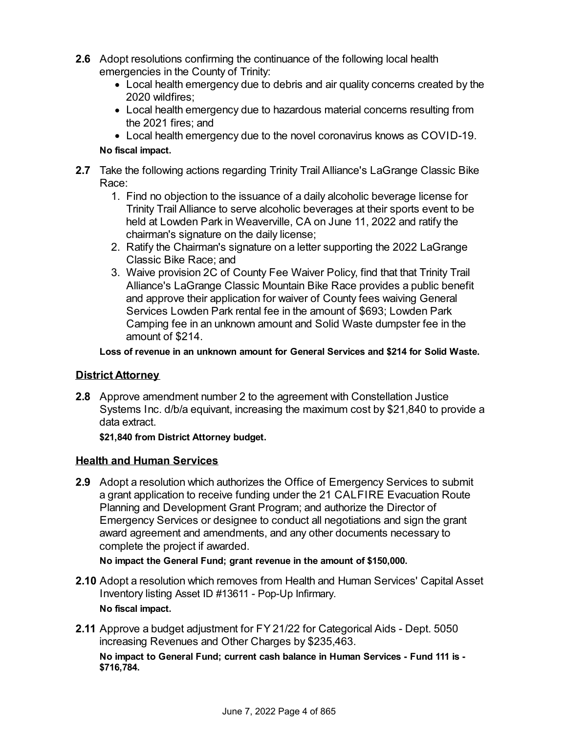**2.6** Adopt resolutions confirming the continuance of the following local health emergencies in the County of Trinity:

- Local health emergency due to debris and air quality concerns created by the 2020 wildfires;
- Local health emergency due to hazardous material concerns resulting from the 2021 fires; and
- Local health emergency due to the novel coronavirus knows as COVID-19.

**No fiscal impact.**

**2.7** Take the following actions regarding Trinity Trail Alliance's LaGrange Classic Bike Race:

1. Find no objection to the issuance of a daily alcoholic beverage license for Trinity Trail Alliance to serve alcoholic beverages at their sports event to be held at Lowden Park in Weaverville, CA on June 11, 2022 and ratify the chairman's signature on the daily license;
2. Ratify the Chairman's signature on a letter supporting the 2022 LaGrange Classic Bike Race; and
3. Waive provision 2C of County Fee Waiver Policy, find that that Trinity Trail Alliance's LaGrange Classic Mountain Bike Race provides a public benefit and approve their application for waiver of County fees waiving General Services Lowden Park rental fee in the amount of $693; Lowden Park Camping fee in an unknown amount and Solid Waste dumpster fee in the amount of $214.

**Loss of revenue in an unknown amount for General Services and $214 for Solid Waste.**

## District Attorney

**2.8** Approve amendment number 2 to the agreement with Constellation Justice Systems Inc. d/b/a equivant, increasing the maximum cost by $21,840 to provide a data extract.

**$21,840 from District Attorney budget.**

## Health and Human Services

**2.9** Adopt a resolution which authorizes the Office of Emergency Services to submit a grant application to receive funding under the 21 CALFIRE Evacuation Route Planning and Development Grant Program; and authorize the Director of Emergency Services or designee to conduct all negotiations and sign the grant award agreement and amendments, and any other documents necessary to complete the project if awarded.

**No impact the General Fund; grant revenue in the amount of $150,000.**

**2.10** Adopt a resolution which removes from Health and Human Services' Capital Asset Inventory listing Asset ID #13611 - Pop-Up Infirmary.

**No fiscal impact.**

**2.11** Approve a budget adjustment for FY 21/22 for Categorical Aids - Dept. 5050 increasing Revenues and Other Charges by $235,463.

**No impact to General Fund; current cash balance in Human Services - Fund 111 is -$716,784.**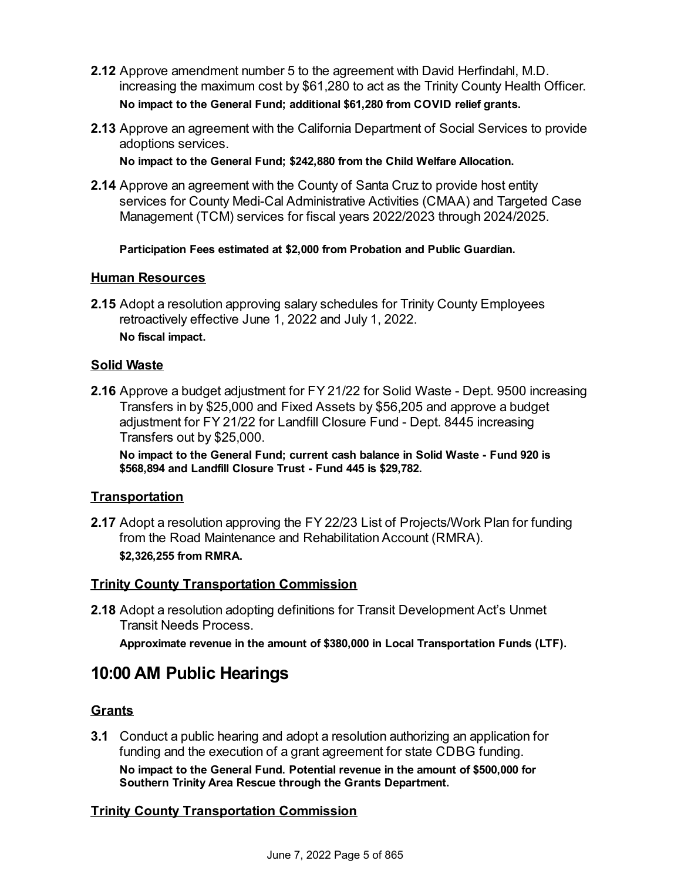**2.12** Approve amendment number 5 to the agreement with David Herfindahl, M.D. increasing the maximum cost by $61,280 to act as the Trinity County Health Officer.

**No impact to the General Fund; additional $61,280 from COVID relief grants.**

**2.13** Approve an agreement with the California Department of Social Services to provide adoptions services.

**No impact to the General Fund; $242,880 from the Child Welfare Allocation.**

**2.14** Approve an agreement with the County of Santa Cruz to provide host entity services for County Medi-Cal Administrative Activities (CMAA) and Targeted Case Management (TCM) services for fiscal years 2022/2023 through 2024/2025.

**Participation Fees estimated at $2,000 from Probation and Public Guardian.**

**Human Resources**

**2.15** Adopt a resolution approving salary schedules for Trinity County Employees retroactively effective June 1, 2022 and July 1, 2022.

**No fiscal impact.**

**Solid Waste**

**2.16** Approve a budget adjustment for FY 21/22 for Solid Waste - Dept. 9500 increasing Transfers in by $25,000 and Fixed Assets by $56,205 and approve a budget adjustment for FY 21/22 for Landfill Closure Fund - Dept. 8445 increasing Transfers out by $25,000.

**No impact to the General Fund; current cash balance in Solid Waste - Fund 920 is $568,894 and Landfill Closure Trust - Fund 445 is $29,782.**

**Transportation**

**2.17** Adopt a resolution approving the FY 22/23 List of Projects/Work Plan for funding from the Road Maintenance and Rehabilitation Account (RMRA).

**$2,326,255 from RMRA.**

**Trinity County Transportation Commission**

**2.18** Adopt a resolution adopting definitions for Transit Development Act's Unmet Transit Needs Process.

**Approximate revenue in the amount of $380,000 in Local Transportation Funds (LTF).**

## 10:00 AM Public Hearings

**Grants**

**3.1** Conduct a public hearing and adopt a resolution authorizing an application for funding and the execution of a grant agreement for state CDBG funding.

**No impact to the General Fund. Potential revenue in the amount of $500,000 for Southern Trinity Area Rescue through the Grants Department.**

**Trinity County Transportation Commission**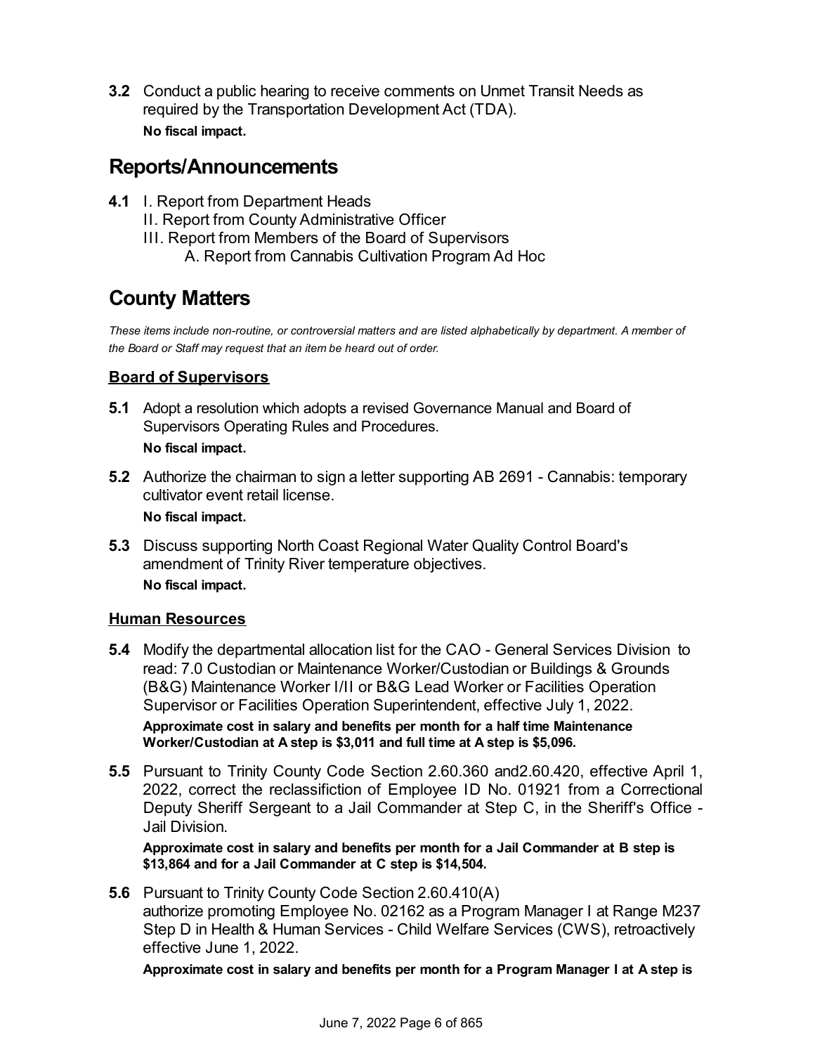**3.2** Conduct a public hearing to receive comments on Unmet Transit Needs as required by the Transportation Development Act (TDA).

**No fiscal impact.**

## Reports/Announcements

**4.1** I. Report from Department Heads
II. Report from County Administrative Officer
III. Report from Members of the Board of Supervisors
A. Report from Cannabis Cultivation Program Ad Hoc

## County Matters

*These items include non-routine, or controversial matters and are listed alphabetically by department. A member of the Board or Staff may request that an item be heard out of order.*

### Board of Supervisors

**5.1** Adopt a resolution which adopts a revised Governance Manual and Board of Supervisors Operating Rules and Procedures.

**No fiscal impact.**

**5.2** Authorize the chairman to sign a letter supporting AB 2691 - Cannabis: temporary cultivator event retail license.

**No fiscal impact.**

**5.3** Discuss supporting North Coast Regional Water Quality Control Board's amendment of Trinity River temperature objectives.

**No fiscal impact.**

### Human Resources

**5.4** Modify the departmental allocation list for the CAO - General Services Division to read: 7.0 Custodian or Maintenance Worker/Custodian or Buildings & Grounds (B&G) Maintenance Worker I/II or B&G Lead Worker or Facilities Operation Supervisor or Facilities Operation Superintendent, effective July 1, 2022.

**Approximate cost in salary and benefits per month for a half time Maintenance Worker/Custodian at A step is $3,011 and full time at A step is $5,096.**

**5.5** Pursuant to Trinity County Code Section 2.60.360 and2.60.420, effective April 1, 2022, correct the reclassifiction of Employee ID No. 01921 from a Correctional Deputy Sheriff Sergeant to a Jail Commander at Step C, in the Sheriff's Office - Jail Division.

**Approximate cost in salary and benefits per month for a Jail Commander at B step is $13,864 and for a Jail Commander at C step is $14,504.**

**5.6** Pursuant to Trinity County Code Section 2.60.410(A) authorize promoting Employee No. 02162 as a Program Manager I at Range M237 Step D in Health & Human Services - Child Welfare Services (CWS), retroactively effective June 1, 2022.

**Approximate cost in salary and benefits per month for a Program Manager I at A step is**